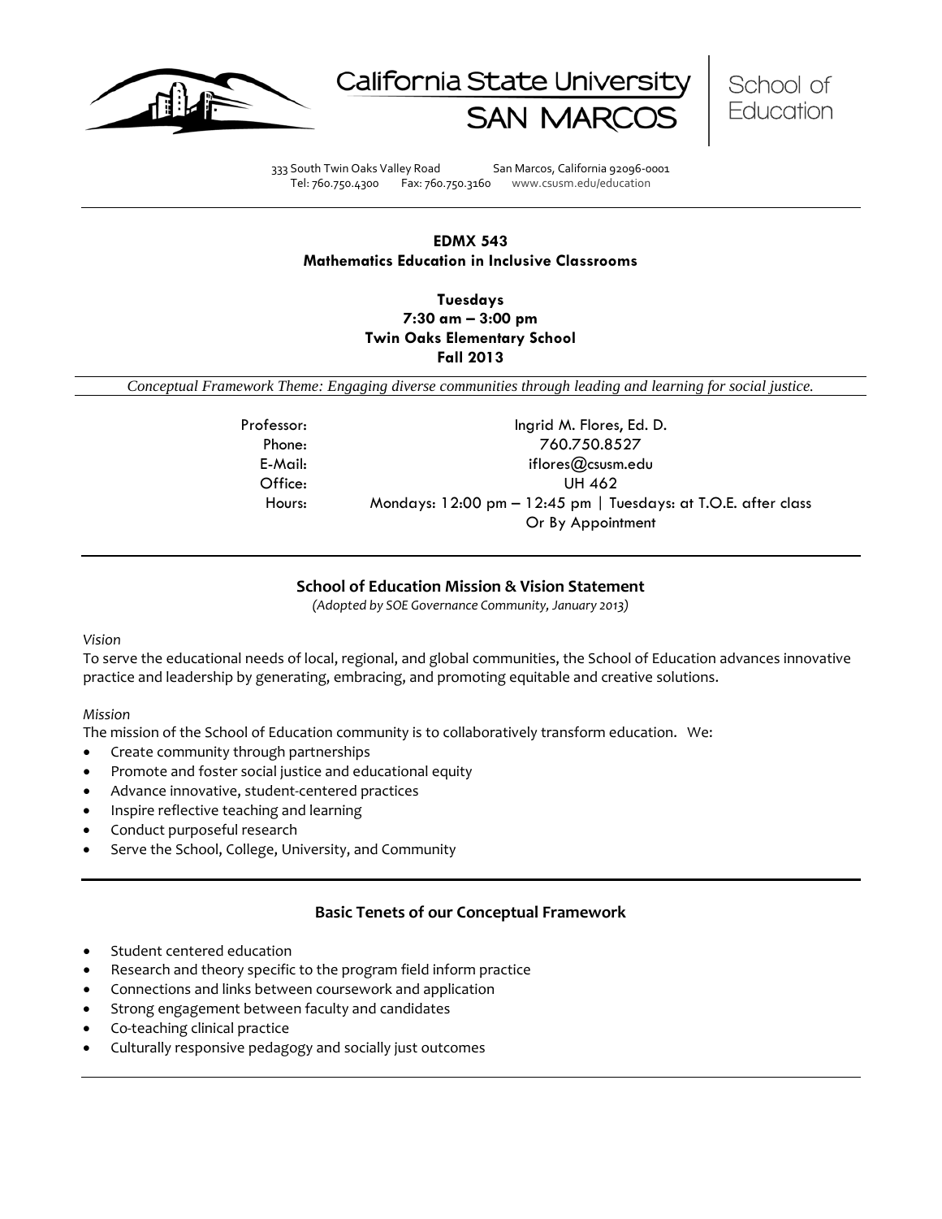California State University SAN MARCOS | School of Education

333 South Twin Oaks Valley Road San Marcos, California 92096-0001
Tel: 760.750.4300 Fax: 760.750.3160 www.csusm.edu/education

# EDMX 543
## Mathematics Education in Inclusive Classrooms

**Tuesdays**
**7:30 am – 3:00 pm**
**Twin Oaks Elementary School**
**Fall 2013**

*Conceptual Framework Theme: Engaging diverse communities through leading and learning for social justice.*

| | |
|---|---|
| Professor: | Ingrid M. Flores, Ed. D. |
| Phone: | 760.750.8527 |
| E-Mail: | iflores@csusm.edu |
| Office: | UH 462 |
| Hours: | Mondays: 12:00 pm – 12:45 pm \| Tuesdays: at T.O.E. after class<br>Or By Appointment |

## School of Education Mission & Vision Statement

*(Adopted by SOE Governance Community, January 2013)*

*Vision*

To serve the educational needs of local, regional, and global communities, the School of Education advances innovative practice and leadership by generating, embracing, and promoting equitable and creative solutions.

*Mission*

The mission of the School of Education community is to collaboratively transform education. We:

- Create community through partnerships
- Promote and foster social justice and educational equity
- Advance innovative, student-centered practices
- Inspire reflective teaching and learning
- Conduct purposeful research
- Serve the School, College, University, and Community

## Basic Tenets of our Conceptual Framework

- Student centered education
- Research and theory specific to the program field inform practice
- Connections and links between coursework and application
- Strong engagement between faculty and candidates
- Co-teaching clinical practice
- Culturally responsive pedagogy and socially just outcomes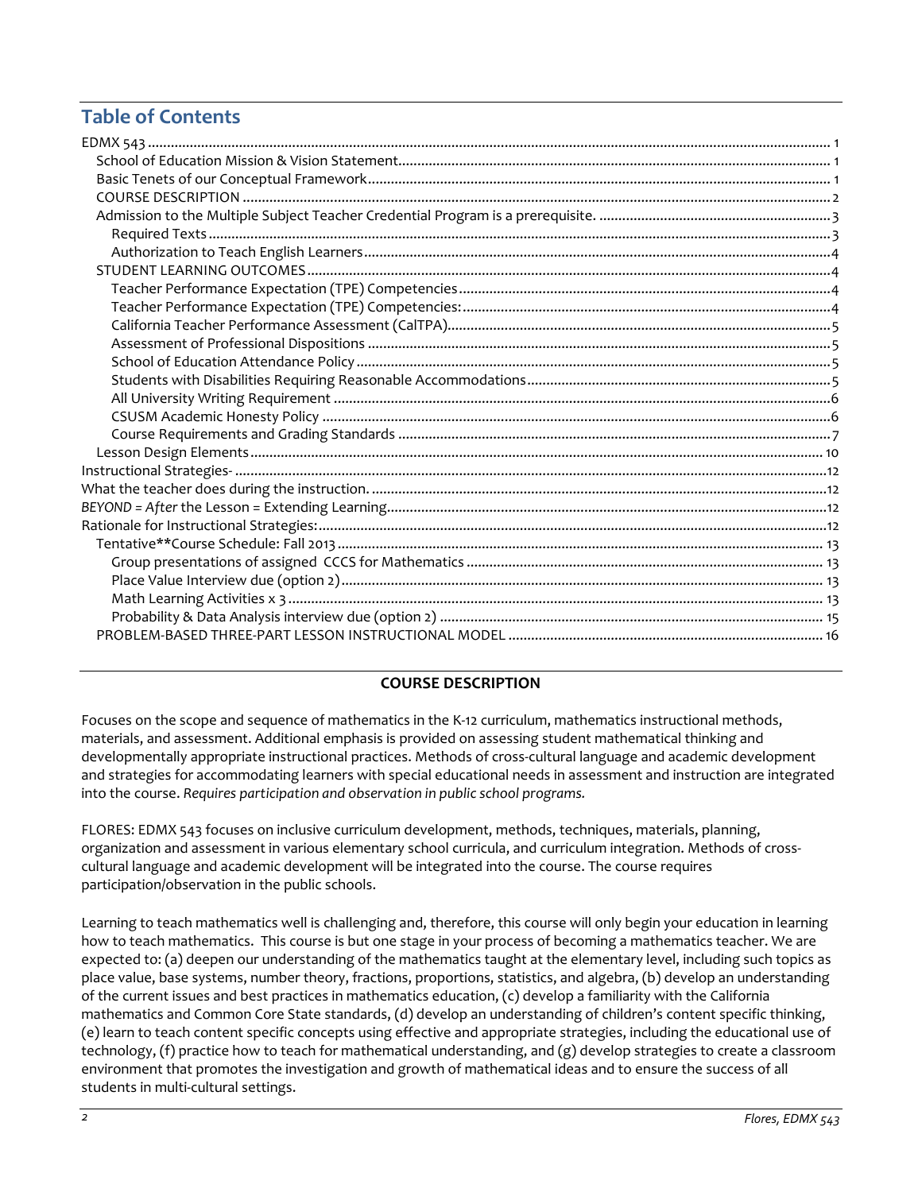## Table of Contents

EDMX 543 ........................................................................................................................................................ 1

- School of Education Mission & Vision Statement........................................................................................ 1
- Basic Tenets of our Conceptual Framework................................................................................................. 1
- COURSE DESCRIPTION ............................................................................................................................... 2
- Admission to the Multiple Subject Teacher Credential Program is a prerequisite. ..................................... 3
  - Required Texts ........................................................................................................................................ 3
  - Authorization to Teach English Learners................................................................................................ 4
- STUDENT LEARNING OUTCOMES ............................................................................................................... 4
  - Teacher Performance Expectation (TPE) Competencies ........................................................................ 4
  - Teacher Performance Expectation (TPE) Competencies:........................................................................ 4
  - California Teacher Performance Assessment (CalTPA)........................................................................... 5
  - Assessment of Professional Dispositions ............................................................................................... 5
  - School of Education Attendance Policy .................................................................................................. 5
  - Students with Disabilities Requiring Reasonable Accommodations....................................................... 5
  - All University Writing Requirement ........................................................................................................ 6
  - CSUSM Academic Honesty Policy ........................................................................................................... 6
  - Course Requirements and Grading Standards ........................................................................................ 7
- Lesson Design Elements............................................................................................................................ 10

Instructional Strategies- .................................................................................................................................12

What the teacher does during the instruction. ..............................................................................................12

*BEYOND* = *After* the Lesson = Extending Learning...........................................................................................12

Rationale for Instructional Strategies:.............................................................................................................12

- Tentative**Course Schedule: Fall 2013 ..................................................................................................... 13
  - Group presentations of assigned CCCS for Mathematics .................................................................... 13
  - Place Value Interview due (option 2)..................................................................................................... 13
  - Math Learning Activities x 3 .................................................................................................................. 13
  - Probability & Data Analysis interview due (option 2) ............................................................................ 15
- PROBLEM-BASED THREE-PART LESSON INSTRUCTIONAL MODEL ......................................................... 16

---

**COURSE DESCRIPTION**

Focuses on the scope and sequence of mathematics in the K-12 curriculum, mathematics instructional methods, materials, and assessment. Additional emphasis is provided on assessing student mathematical thinking and developmentally appropriate instructional practices. Methods of cross-cultural language and academic development and strategies for accommodating learners with special educational needs in assessment and instruction are integrated into the course. *Requires participation and observation in public school programs.*

FLORES: EDMX 543 focuses on inclusive curriculum development, methods, techniques, materials, planning, organization and assessment in various elementary school curricula, and curriculum integration. Methods of cross-cultural language and academic development will be integrated into the course. The course requires participation/observation in the public schools.

Learning to teach mathematics well is challenging and, therefore, this course will only begin your education in learning how to teach mathematics. This course is but one stage in your process of becoming a mathematics teacher. We are expected to: (a) deepen our understanding of the mathematics taught at the elementary level, including such topics as place value, base systems, number theory, fractions, proportions, statistics, and algebra, (b) develop an understanding of the current issues and best practices in mathematics education, (c) develop a familiarity with the California mathematics and Common Core State standards, (d) develop an understanding of children's content specific thinking, (e) learn to teach content specific concepts using effective and appropriate strategies, including the educational use of technology, (f) practice how to teach for mathematical understanding, and (g) develop strategies to create a classroom environment that promotes the investigation and growth of mathematical ideas and to ensure the success of all students in multi-cultural settings.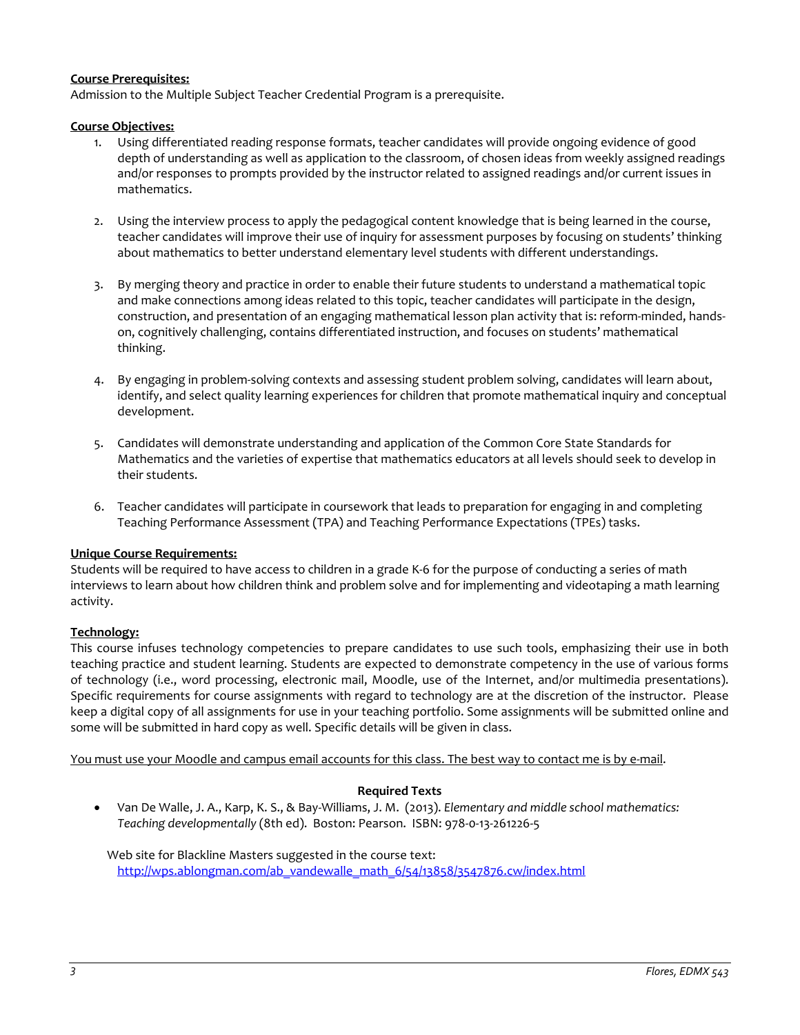**Course Prerequisites:**
Admission to the Multiple Subject Teacher Credential Program is a prerequisite.

**Course Objectives:**

1. Using differentiated reading response formats, teacher candidates will provide ongoing evidence of good depth of understanding as well as application to the classroom, of chosen ideas from weekly assigned readings and/or responses to prompts provided by the instructor related to assigned readings and/or current issues in mathematics.

2. Using the interview process to apply the pedagogical content knowledge that is being learned in the course, teacher candidates will improve their use of inquiry for assessment purposes by focusing on students' thinking about mathematics to better understand elementary level students with different understandings.

3. By merging theory and practice in order to enable their future students to understand a mathematical topic and make connections among ideas related to this topic, teacher candidates will participate in the design, construction, and presentation of an engaging mathematical lesson plan activity that is: reform-minded, hands-on, cognitively challenging, contains differentiated instruction, and focuses on students' mathematical thinking.

4. By engaging in problem-solving contexts and assessing student problem solving, candidates will learn about, identify, and select quality learning experiences for children that promote mathematical inquiry and conceptual development.

5. Candidates will demonstrate understanding and application of the Common Core State Standards for Mathematics and the varieties of expertise that mathematics educators at all levels should seek to develop in their students.

6. Teacher candidates will participate in coursework that leads to preparation for engaging in and completing Teaching Performance Assessment (TPA) and Teaching Performance Expectations (TPEs) tasks.

**Unique Course Requirements:**
Students will be required to have access to children in a grade K-6 for the purpose of conducting a series of math interviews to learn about how children think and problem solve and for implementing and videotaping a math learning activity.

**Technology:**
This course infuses technology competencies to prepare candidates to use such tools, emphasizing their use in both teaching practice and student learning. Students are expected to demonstrate competency in the use of various forms of technology (i.e., word processing, electronic mail, Moodle, use of the Internet, and/or multimedia presentations). Specific requirements for course assignments with regard to technology are at the discretion of the instructor. Please keep a digital copy of all assignments for use in your teaching portfolio. Some assignments will be submitted online and some will be submitted in hard copy as well. Specific details will be given in class.

You must use your Moodle and campus email accounts for this class. The best way to contact me is by e-mail.

**Required Texts**

- Van De Walle, J. A., Karp, K. S., & Bay-Williams, J. M. (2013). *Elementary and middle school mathematics: Teaching developmentally* (8th ed). Boston: Pearson. ISBN: 978-0-13-261226-5

  Web site for Blackline Masters suggested in the course text:
  http://wps.ablongman.com/ab_vandewalle_math_6/54/13858/3547876.cw/index.html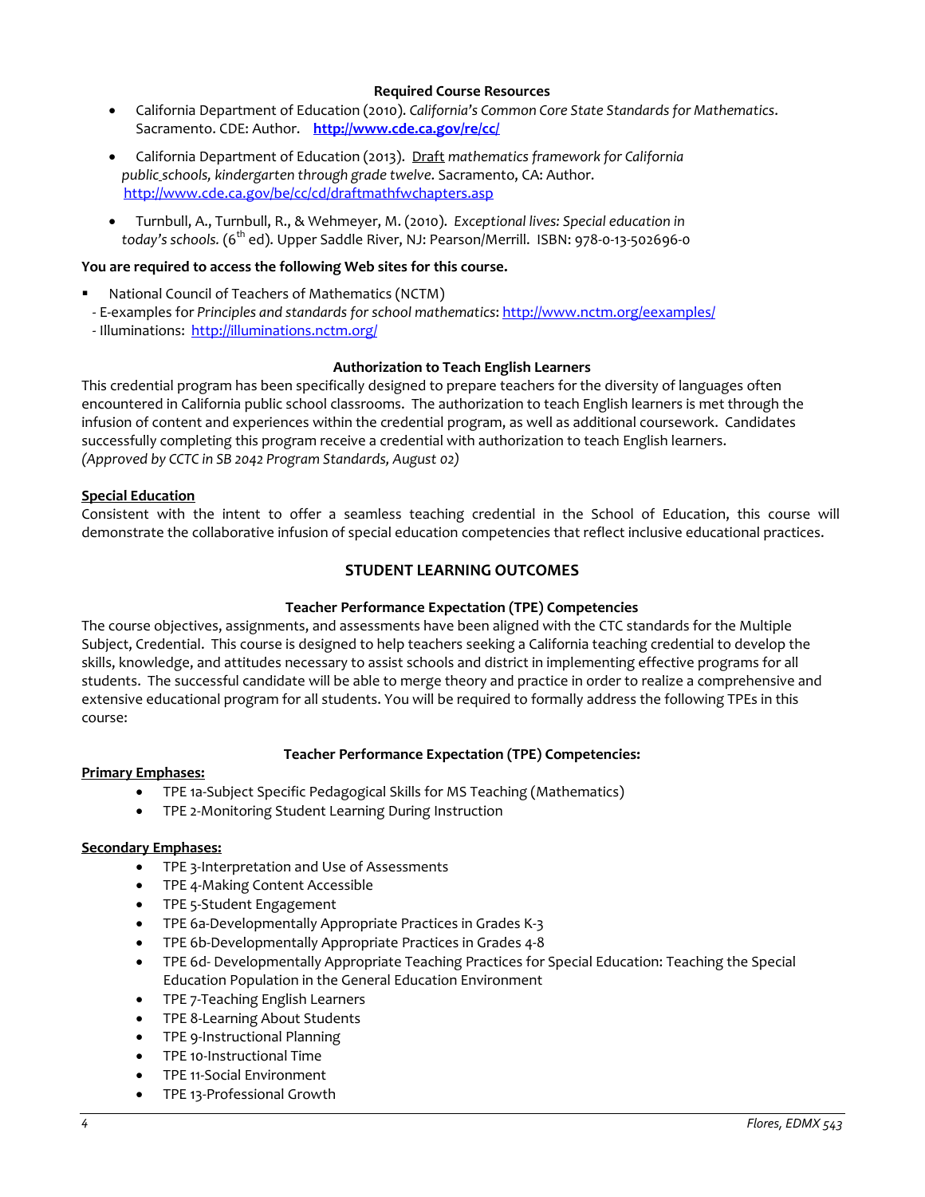### Required Course Resources

- California Department of Education (2010). *California's Common Core State Standards for Mathematics*. Sacramento. CDE: Author. **http://www.cde.ca.gov/re/cc/**
- California Department of Education (2013). Draft *mathematics framework for California public schools, kindergarten through grade twelve*. Sacramento, CA: Author. http://www.cde.ca.gov/be/cc/cd/draftmathfwchapters.asp
- Turnbull, A., Turnbull, R., & Wehmeyer, M. (2010). *Exceptional lives: Special education in today's schools.* (6th ed). Upper Saddle River, NJ: Pearson/Merrill. ISBN: 978-0-13-502696-0

**You are required to access the following Web sites for this course.**

- National Council of Teachers of Mathematics (NCTM)
  - E-examples for *Principles and standards for school mathematics*: http://www.nctm.org/eexamples/
  - Illuminations: http://illuminations.nctm.org/

### Authorization to Teach English Learners

This credential program has been specifically designed to prepare teachers for the diversity of languages often encountered in California public school classrooms. The authorization to teach English learners is met through the infusion of content and experiences within the credential program, as well as additional coursework. Candidates successfully completing this program receive a credential with authorization to teach English learners. *(Approved by CCTC in SB 2042 Program Standards, August 02)*

**Special Education**

Consistent with the intent to offer a seamless teaching credential in the School of Education, this course will demonstrate the collaborative infusion of special education competencies that reflect inclusive educational practices.

## STUDENT LEARNING OUTCOMES

### Teacher Performance Expectation (TPE) Competencies

The course objectives, assignments, and assessments have been aligned with the CTC standards for the Multiple Subject, Credential. This course is designed to help teachers seeking a California teaching credential to develop the skills, knowledge, and attitudes necessary to assist schools and district in implementing effective programs for all students. The successful candidate will be able to merge theory and practice in order to realize a comprehensive and extensive educational program for all students. You will be required to formally address the following TPEs in this course:

### Teacher Performance Expectation (TPE) Competencies:

**Primary Emphases:**

- TPE 1a-Subject Specific Pedagogical Skills for MS Teaching (Mathematics)
- TPE 2-Monitoring Student Learning During Instruction

**Secondary Emphases:**

- TPE 3-Interpretation and Use of Assessments
- TPE 4-Making Content Accessible
- TPE 5-Student Engagement
- TPE 6a-Developmentally Appropriate Practices in Grades K-3
- TPE 6b-Developmentally Appropriate Practices in Grades 4-8
- TPE 6d- Developmentally Appropriate Teaching Practices for Special Education: Teaching the Special Education Population in the General Education Environment
- TPE 7-Teaching English Learners
- TPE 8-Learning About Students
- TPE 9-Instructional Planning
- TPE 10-Instructional Time
- TPE 11-Social Environment
- TPE 13-Professional Growth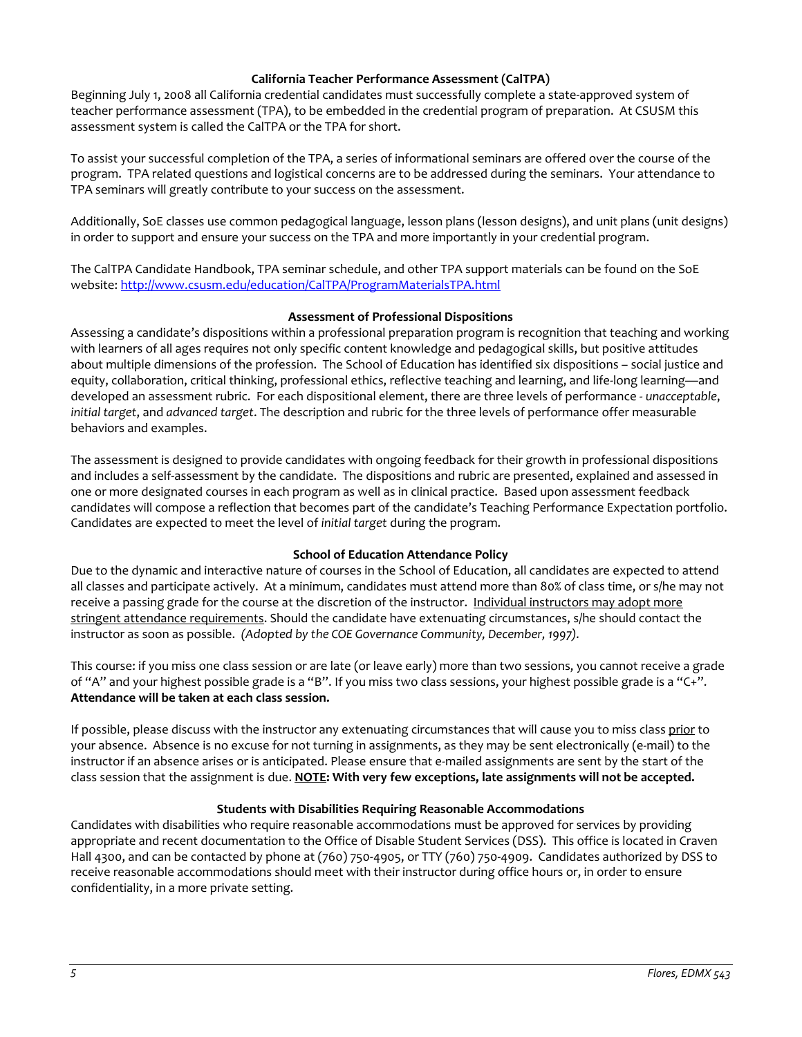### California Teacher Performance Assessment (CalTPA)

Beginning July 1, 2008 all California credential candidates must successfully complete a state-approved system of teacher performance assessment (TPA), to be embedded in the credential program of preparation. At CSUSM this assessment system is called the CalTPA or the TPA for short.

To assist your successful completion of the TPA, a series of informational seminars are offered over the course of the program. TPA related questions and logistical concerns are to be addressed during the seminars. Your attendance to TPA seminars will greatly contribute to your success on the assessment.

Additionally, SoE classes use common pedagogical language, lesson plans (lesson designs), and unit plans (unit designs) in order to support and ensure your success on the TPA and more importantly in your credential program.

The CalTPA Candidate Handbook, TPA seminar schedule, and other TPA support materials can be found on the SoE website: http://www.csusm.edu/education/CalTPA/ProgramMaterialsTPA.html

### Assessment of Professional Dispositions

Assessing a candidate's dispositions within a professional preparation program is recognition that teaching and working with learners of all ages requires not only specific content knowledge and pedagogical skills, but positive attitudes about multiple dimensions of the profession. The School of Education has identified six dispositions – social justice and equity, collaboration, critical thinking, professional ethics, reflective teaching and learning, and life-long learning—and developed an assessment rubric. For each dispositional element, there are three levels of performance - *unacceptable*, *initial target*, and *advanced target*. The description and rubric for the three levels of performance offer measurable behaviors and examples.

The assessment is designed to provide candidates with ongoing feedback for their growth in professional dispositions and includes a self-assessment by the candidate. The dispositions and rubric are presented, explained and assessed in one or more designated courses in each program as well as in clinical practice. Based upon assessment feedback candidates will compose a reflection that becomes part of the candidate's Teaching Performance Expectation portfolio. Candidates are expected to meet the level of *initial target* during the program.

### School of Education Attendance Policy

Due to the dynamic and interactive nature of courses in the School of Education, all candidates are expected to attend all classes and participate actively. At a minimum, candidates must attend more than 80% of class time, or s/he may not receive a passing grade for the course at the discretion of the instructor. Individual instructors may adopt more stringent attendance requirements. Should the candidate have extenuating circumstances, s/he should contact the instructor as soon as possible. *(Adopted by the COE Governance Community, December, 1997).*

This course: if you miss one class session or are late (or leave early) more than two sessions, you cannot receive a grade of "A" and your highest possible grade is a "B". If you miss two class sessions, your highest possible grade is a "C+". **Attendance will be taken at each class session.**

If possible, please discuss with the instructor any extenuating circumstances that will cause you to miss class prior to your absence. Absence is no excuse for not turning in assignments, as they may be sent electronically (e-mail) to the instructor if an absence arises or is anticipated. Please ensure that e-mailed assignments are sent by the start of the class session that the assignment is due. **NOTE: With very few exceptions, late assignments will not be accepted.**

### Students with Disabilities Requiring Reasonable Accommodations

Candidates with disabilities who require reasonable accommodations must be approved for services by providing appropriate and recent documentation to the Office of Disable Student Services (DSS). This office is located in Craven Hall 4300, and can be contacted by phone at (760) 750-4905, or TTY (760) 750-4909. Candidates authorized by DSS to receive reasonable accommodations should meet with their instructor during office hours or, in order to ensure confidentiality, in a more private setting.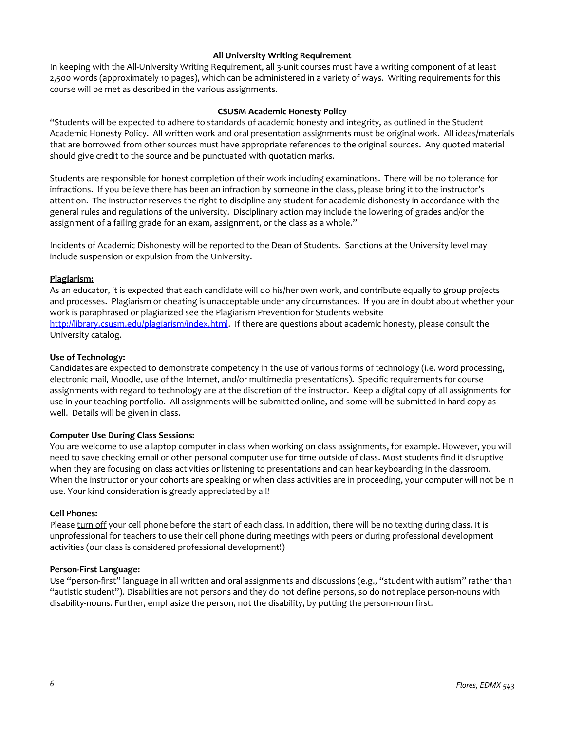### All University Writing Requirement

In keeping with the All-University Writing Requirement, all 3-unit courses must have a writing component of at least 2,500 words (approximately 10 pages), which can be administered in a variety of ways. Writing requirements for this course will be met as described in the various assignments.

### CSUSM Academic Honesty Policy

"Students will be expected to adhere to standards of academic honesty and integrity, as outlined in the Student Academic Honesty Policy. All written work and oral presentation assignments must be original work. All ideas/materials that are borrowed from other sources must have appropriate references to the original sources. Any quoted material should give credit to the source and be punctuated with quotation marks.

Students are responsible for honest completion of their work including examinations. There will be no tolerance for infractions. If you believe there has been an infraction by someone in the class, please bring it to the instructor's attention. The instructor reserves the right to discipline any student for academic dishonesty in accordance with the general rules and regulations of the university. Disciplinary action may include the lowering of grades and/or the assignment of a failing grade for an exam, assignment, or the class as a whole."

Incidents of Academic Dishonesty will be reported to the Dean of Students. Sanctions at the University level may include suspension or expulsion from the University.

**Plagiarism:**

As an educator, it is expected that each candidate will do his/her own work, and contribute equally to group projects and processes. Plagiarism or cheating is unacceptable under any circumstances. If you are in doubt about whether your work is paraphrased or plagiarized see the Plagiarism Prevention for Students website [http://library.csusm.edu/plagiarism/index.html](http://library.csusm.edu/plagiarism/index.html). If there are questions about academic honesty, please consult the University catalog.

**Use of Technology:**

Candidates are expected to demonstrate competency in the use of various forms of technology (i.e. word processing, electronic mail, Moodle, use of the Internet, and/or multimedia presentations). Specific requirements for course assignments with regard to technology are at the discretion of the instructor. Keep a digital copy of all assignments for use in your teaching portfolio. All assignments will be submitted online, and some will be submitted in hard copy as well. Details will be given in class.

**Computer Use During Class Sessions:**

You are welcome to use a laptop computer in class when working on class assignments, for example. However, you will need to save checking email or other personal computer use for time outside of class. Most students find it disruptive when they are focusing on class activities or listening to presentations and can hear keyboarding in the classroom. When the instructor or your cohorts are speaking or when class activities are in proceeding, your computer will not be in use. Your kind consideration is greatly appreciated by all!

**Cell Phones:**

Please turn off your cell phone before the start of each class. In addition, there will be no texting during class. It is unprofessional for teachers to use their cell phone during meetings with peers or during professional development activities (our class is considered professional development!)

**Person-First Language:**

Use "person-first" language in all written and oral assignments and discussions (e.g., "student with autism" rather than "autistic student"). Disabilities are not persons and they do not define persons, so do not replace person-nouns with disability-nouns. Further, emphasize the person, not the disability, by putting the person-noun first.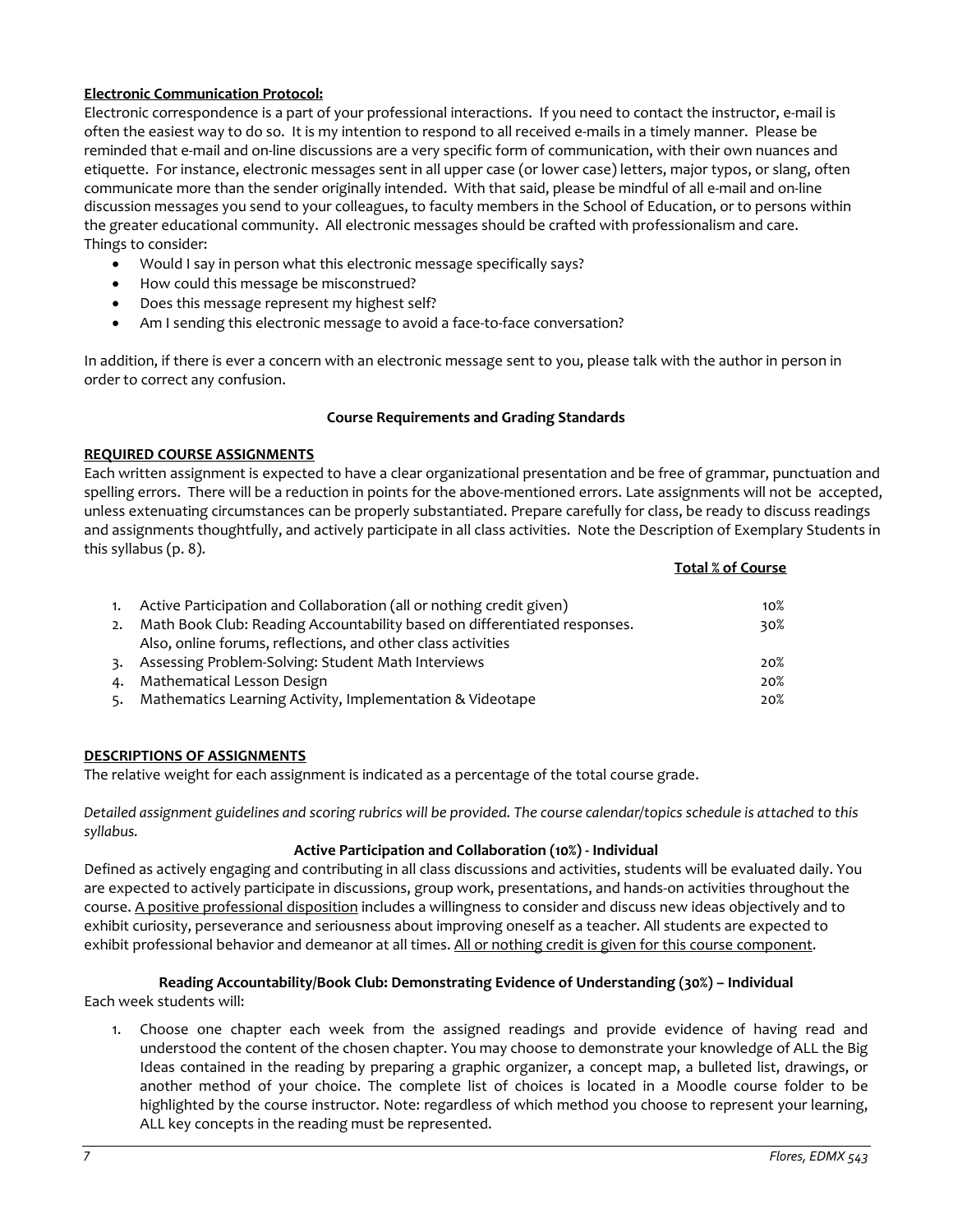**Electronic Communication Protocol:**

Electronic correspondence is a part of your professional interactions. If you need to contact the instructor, e-mail is often the easiest way to do so. It is my intention to respond to all received e-mails in a timely manner. Please be reminded that e-mail and on-line discussions are a very specific form of communication, with their own nuances and etiquette. For instance, electronic messages sent in all upper case (or lower case) letters, major typos, or slang, often communicate more than the sender originally intended. With that said, please be mindful of all e-mail and on-line discussion messages you send to your colleagues, to faculty members in the School of Education, or to persons within the greater educational community. All electronic messages should be crafted with professionalism and care.

Things to consider:

- Would I say in person what this electronic message specifically says?
- How could this message be misconstrued?
- Does this message represent my highest self?
- Am I sending this electronic message to avoid a face-to-face conversation?

In addition, if there is ever a concern with an electronic message sent to you, please talk with the author in person in order to correct any confusion.

## Course Requirements and Grading Standards

**REQUIRED COURSE ASSIGNMENTS**

Each written assignment is expected to have a clear organizational presentation and be free of grammar, punctuation and spelling errors. There will be a reduction in points for the above-mentioned errors. Late assignments will not be accepted, unless extenuating circumstances can be properly substantiated. Prepare carefully for class, be ready to discuss readings and assignments thoughtfully, and actively participate in all class activities. Note the Description of Exemplary Students in this syllabus (p. 8).

| | Assignment | Total % of Course |
|---|---|---|
| 1. | Active Participation and Collaboration (all or nothing credit given) | 10% |
| 2. | Math Book Club: Reading Accountability based on differentiated responses. Also, online forums, reflections, and other class activities | 30% |
| 3. | Assessing Problem-Solving: Student Math Interviews | 20% |
| 4. | Mathematical Lesson Design | 20% |
| 5. | Mathematics Learning Activity, Implementation & Videotape | 20% |

**DESCRIPTIONS OF ASSIGNMENTS**

The relative weight for each assignment is indicated as a percentage of the total course grade.

*Detailed assignment guidelines and scoring rubrics will be provided. The course calendar/topics schedule is attached to this syllabus.*

**Active Participation and Collaboration (10%) - Individual**

Defined as actively engaging and contributing in all class discussions and activities, students will be evaluated daily. You are expected to actively participate in discussions, group work, presentations, and hands-on activities throughout the course. A positive professional disposition includes a willingness to consider and discuss new ideas objectively and to exhibit curiosity, perseverance and seriousness about improving oneself as a teacher. All students are expected to exhibit professional behavior and demeanor at all times. All or nothing credit is given for this course component.

**Reading Accountability/Book Club: Demonstrating Evidence of Understanding (30%) – Individual**

Each week students will:

1. Choose one chapter each week from the assigned readings and provide evidence of having read and understood the content of the chosen chapter. You may choose to demonstrate your knowledge of ALL the Big Ideas contained in the reading by preparing a graphic organizer, a concept map, a bulleted list, drawings, or another method of your choice. The complete list of choices is located in a Moodle course folder to be highlighted by the course instructor. Note: regardless of which method you choose to represent your learning, ALL key concepts in the reading must be represented.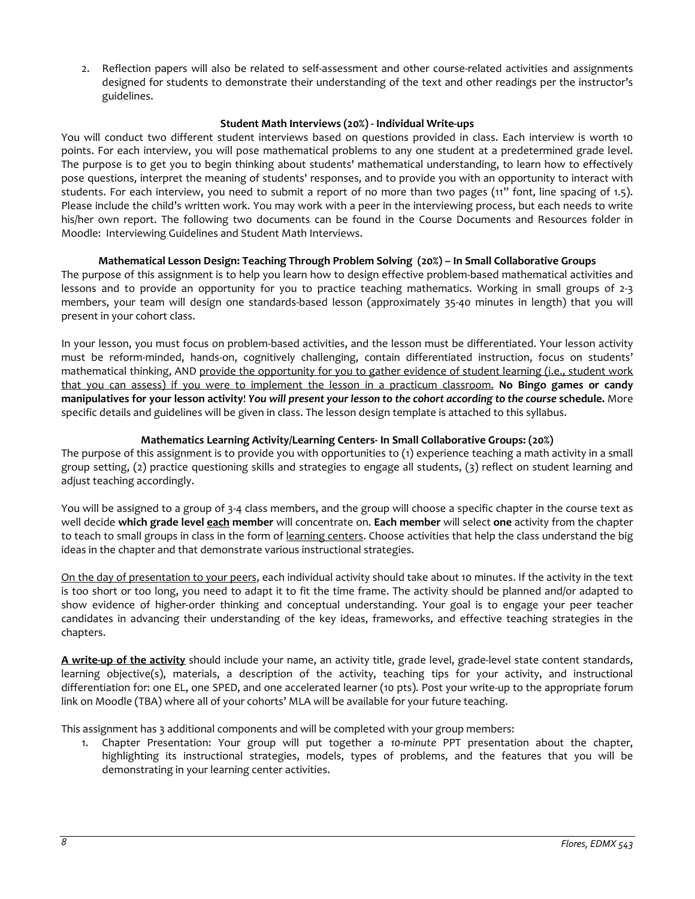2. Reflection papers will also be related to self-assessment and other course-related activities and assignments designed for students to demonstrate their understanding of the text and other readings per the instructor's guidelines.

**Student Math Interviews (20%) - Individual Write-ups**

You will conduct two different student interviews based on questions provided in class. Each interview is worth 10 points. For each interview, you will pose mathematical problems to any one student at a predetermined grade level. The purpose is to get you to begin thinking about students' mathematical understanding, to learn how to effectively pose questions, interpret the meaning of students' responses, and to provide you with an opportunity to interact with students. For each interview, you need to submit a report of no more than two pages (11" font, line spacing of 1.5). Please include the child's written work. You may work with a peer in the interviewing process, but each needs to write his/her own report. The following two documents can be found in the Course Documents and Resources folder in Moodle: Interviewing Guidelines and Student Math Interviews.

**Mathematical Lesson Design: Teaching Through Problem Solving (20%) – In Small Collaborative Groups**

The purpose of this assignment is to help you learn how to design effective problem-based mathematical activities and lessons and to provide an opportunity for you to practice teaching mathematics. Working in small groups of 2-3 members, your team will design one standards-based lesson (approximately 35-40 minutes in length) that you will present in your cohort class.

In your lesson, you must focus on problem-based activities, and the lesson must be differentiated. Your lesson activity must be reform-minded, hands-on, cognitively challenging, contain differentiated instruction, focus on students' mathematical thinking, AND <u>provide the opportunity for you to gather evidence of student learning (i.e., student work that you can assess) if you were to implement the lesson in a practicum classroom.</u> **No Bingo games or candy manipulatives for your lesson activity**! ***You will present your lesson to the cohort according to the course* schedule.** More specific details and guidelines will be given in class. The lesson design template is attached to this syllabus.

**Mathematics Learning Activity/Learning Centers- In Small Collaborative Groups: (20%)**

The purpose of this assignment is to provide you with opportunities to (1) experience teaching a math activity in a small group setting, (2) practice questioning skills and strategies to engage all students, (3) reflect on student learning and adjust teaching accordingly.

You will be assigned to a group of 3-4 class members, and the group will choose a specific chapter in the course text as well decide **which grade level <u>each</u> member** will concentrate on. **Each member** will select **one** activity from the chapter to teach to small groups in class in the form of <u>learning centers</u>. Choose activities that help the class understand the big ideas in the chapter and that demonstrate various instructional strategies.

<u>On the day of presentation to your peers</u>, each individual activity should take about 10 minutes. If the activity in the text is too short or too long, you need to adapt it to fit the time frame. The activity should be planned and/or adapted to show evidence of higher-order thinking and conceptual understanding. Your goal is to engage your peer teacher candidates in advancing their understanding of the key ideas, frameworks, and effective teaching strategies in the chapters.

**<u>A write-up of the activity</u>** should include your name, an activity title, grade level, grade-level state content standards, learning objective(s), materials, a description of the activity, teaching tips for your activity, and instructional differentiation for: one EL, one SPED, and one accelerated learner (10 pts). Post your write-up to the appropriate forum link on Moodle (TBA) where all of your cohorts' MLA will be available for your future teaching.

This assignment has 3 additional components and will be completed with your group members:

1. Chapter Presentation: Your group will put together a *10-minute* PPT presentation about the chapter, highlighting its instructional strategies, models, types of problems, and the features that you will be demonstrating in your learning center activities.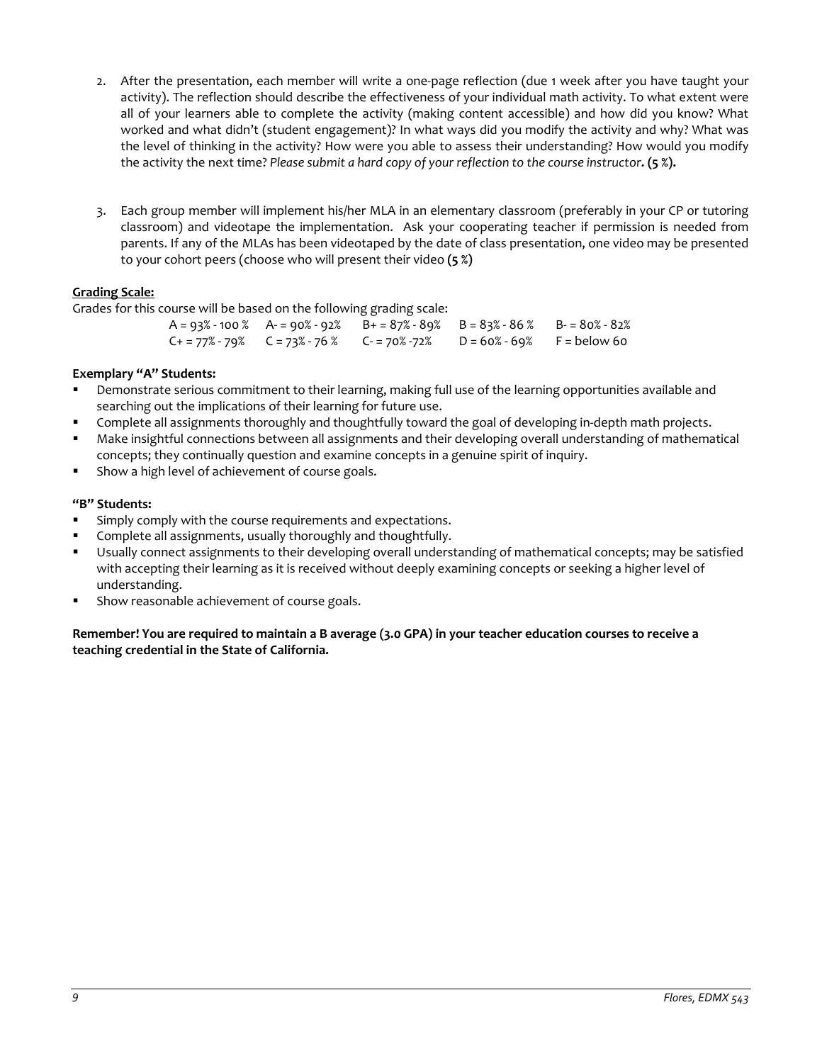2. After the presentation, each member will write a one-page reflection (due 1 week after you have taught your activity). The reflection should describe the effectiveness of your individual math activity. To what extent were all of your learners able to complete the activity (making content accessible) and how did you know? What worked and what didn't (student engagement)? In what ways did you modify the activity and why? What was the level of thinking in the activity? How were you able to assess their understanding? How would you modify the activity the next time? *Please submit a hard copy of your reflection to the course instructor.* **(5 %).**

3. Each group member will implement his/her MLA in an elementary classroom (preferably in your CP or tutoring classroom) and videotape the implementation. Ask your cooperating teacher if permission is needed from parents. If any of the MLAs has been videotaped by the date of class presentation, one video may be presented to your cohort peers (choose who will present their video **(5 %)**

**<u>Grading Scale:</u>**

Grades for this course will be based on the following grading scale:

| | | | | |
|---|---|---|---|---|
| A = 93% - 100 % | A- = 90% - 92% | B+ = 87% - 89% | B = 83% - 86 % | B- = 80% - 82% |
| C+ = 77% - 79% | C = 73% - 76 % | C- = 70% -72% | D = 60% - 69% | F = below 60 |

**Exemplary "A" Students:**

- Demonstrate serious commitment to their learning, making full use of the learning opportunities available and searching out the implications of their learning for future use.
- Complete all assignments thoroughly and thoughtfully toward the goal of developing in-depth math projects.
- Make insightful connections between all assignments and their developing overall understanding of mathematical concepts; they continually question and examine concepts in a genuine spirit of inquiry.
- Show a high level of achievement of course goals.

**"B" Students:**

- Simply comply with the course requirements and expectations.
- Complete all assignments, usually thoroughly and thoughtfully.
- Usually connect assignments to their developing overall understanding of mathematical concepts; may be satisfied with accepting their learning as it is received without deeply examining concepts or seeking a higher level of understanding.
- Show reasonable achievement of course goals.

**Remember! You are required to maintain a B average (3.0 GPA) in your teacher education courses to receive a teaching credential in the State of California.**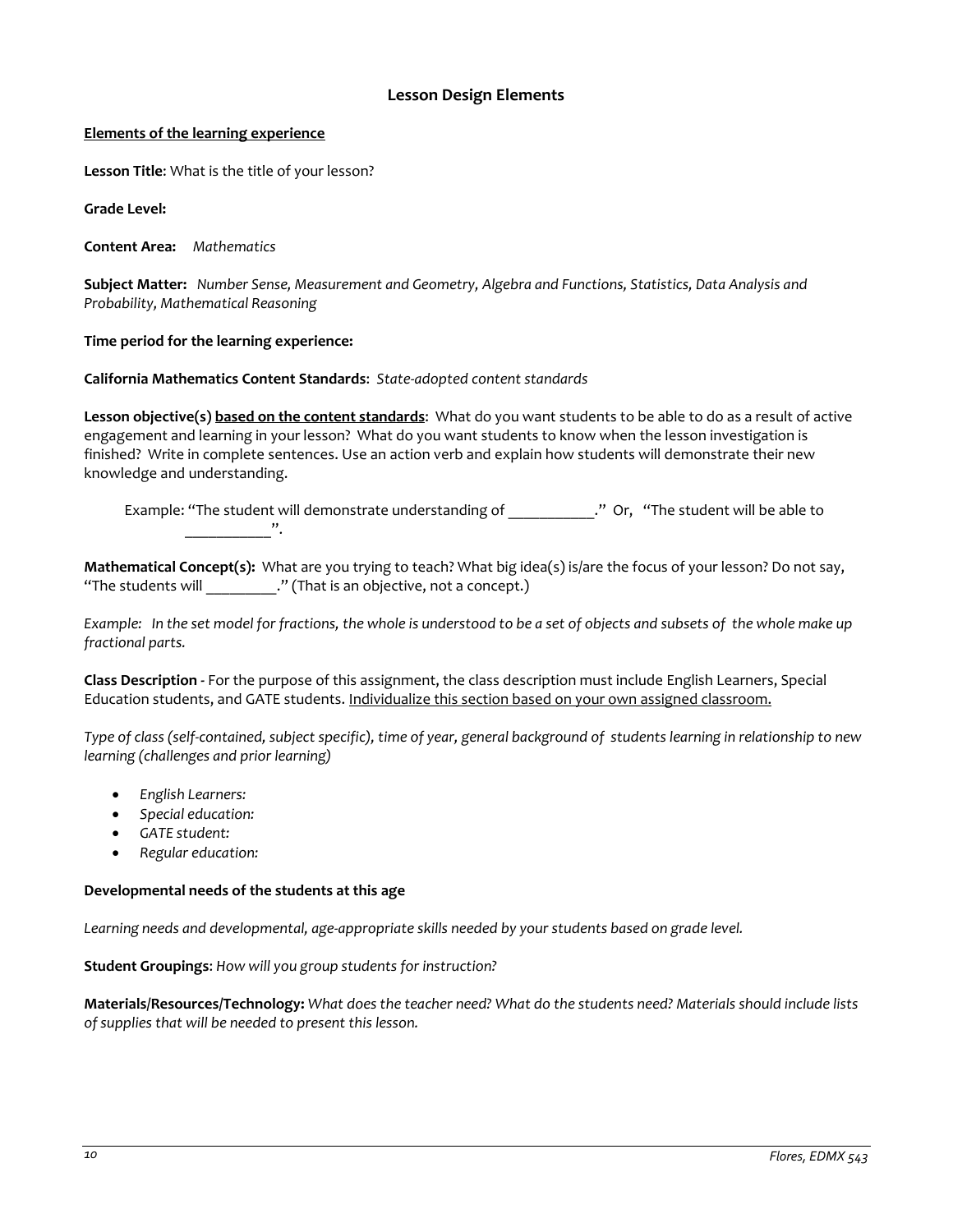## Lesson Design Elements

**<u>Elements of the learning experience</u>**

**Lesson Title**: What is the title of your lesson?

**Grade Level:**

**Content Area:** *Mathematics*

**Subject Matter:** *Number Sense, Measurement and Geometry, Algebra and Functions, Statistics, Data Analysis and Probability, Mathematical Reasoning*

**Time period for the learning experience:**

**California Mathematics Content Standards**: *State-adopted content standards*

**Lesson objective(s) <u>based on the content standards</u>**: What do you want students to be able to do as a result of active engagement and learning in your lesson? What do you want students to know when the lesson investigation is finished? Write in complete sentences. Use an action verb and explain how students will demonstrate their new knowledge and understanding.

> Example: "The student will demonstrate understanding of ___________." Or, "The student will be able to ___________".

**Mathematical Concept(s):** What are you trying to teach? What big idea(s) is/are the focus of your lesson? Do not say, "The students will _________." (That is an objective, not a concept.)

*Example: In the set model for fractions, the whole is understood to be a set of objects and subsets of the whole make up fractional parts.*

**Class Description** - For the purpose of this assignment, the class description must include English Learners, Special Education students, and GATE students. <u>Individualize this section based on your own assigned classroom.</u>

*Type of class (self-contained, subject specific), time of year, general background of students learning in relationship to new learning (challenges and prior learning)*

- *English Learners:*
- *Special education:*
- *GATE student:*
- *Regular education:*

**Developmental needs of the students at this age**

*Learning needs and developmental, age-appropriate skills needed by your students based on grade level.*

**Student Groupings**: *How will you group students for instruction?*

**Materials/Resources/Technology:** *What does the teacher need? What do the students need? Materials should include lists of supplies that will be needed to present this lesson.*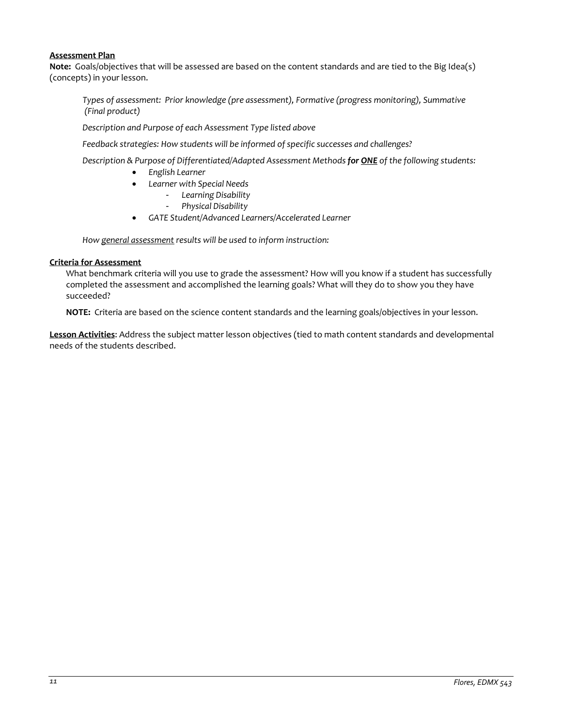**<u>Assessment Plan</u>**
**Note:** Goals/objectives that will be assessed are based on the content standards and are tied to the Big Idea(s) (concepts) in your lesson.

> *Types of assessment: Prior knowledge (pre assessment), Formative (progress monitoring), Summative (Final product)*
>
> *Description and Purpose of each Assessment Type listed above*
>
> *Feedback strategies: How students will be informed of specific successes and challenges?*
>
> *Description & Purpose of Differentiated/Adapted Assessment Methods **for <u>ONE</u>** of the following students:*
>
> - *English Learner*
> - *Learner with Special Needs*
>   - *Learning Disability*
>   - *Physical Disability*
> - *GATE Student/Advanced Learners/Accelerated Learner*
>
> *How <u>general assessment</u> results will be used to inform instruction:*

**<u>Criteria for Assessment</u>**

What benchmark criteria will you use to grade the assessment? How will you know if a student has successfully completed the assessment and accomplished the learning goals? What will they do to show you they have succeeded?

**NOTE:** Criteria are based on the science content standards and the learning goals/objectives in your lesson.

**<u>Lesson Activities</u>**: Address the subject matter lesson objectives (tied to math content standards and developmental needs of the students described.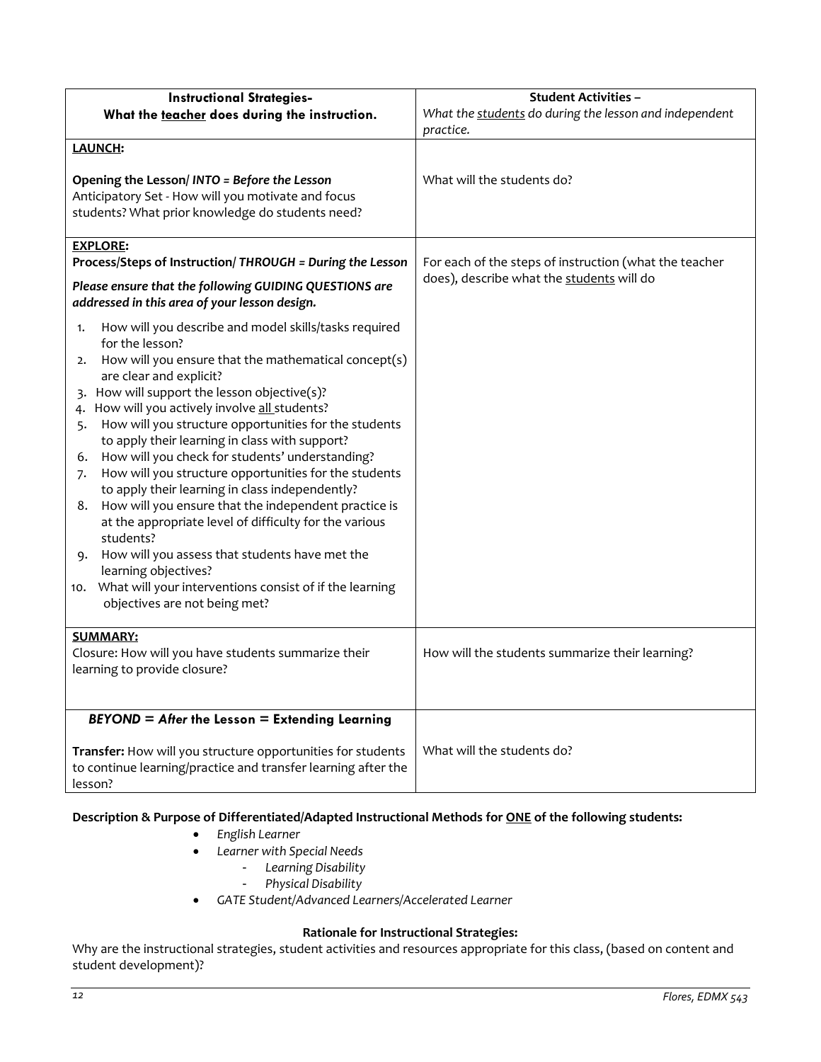| **Instructional Strategies-**<br>**What the <u>teacher</u> does during the instruction.** | **Student Activities –**<br>*What the <u>students</u> do during the lesson and independent practice.* |
|---|---|
| **<u>LAUNCH</u>:**<br><br>**Opening the Lesson/ *INTO = Before the Lesson***<br>Anticipatory Set - How will you motivate and focus students? What prior knowledge do students need? | What will the students do? |
| **<u>EXPLORE</u>:**<br>**Process/Steps of Instruction/ *THROUGH = During the Lesson***<br>***Please ensure that the following GUIDING QUESTIONS are addressed in this area of your lesson design.***<br>1. How will you describe and model skills/tasks required for the lesson?<br>2. How will you ensure that the mathematical concept(s) are clear and explicit?<br>3. How will support the lesson objective(s)?<br>4. How will you actively involve <u>all</u> students?<br>5. How will you structure opportunities for the students to apply their learning in class with support?<br>6. How will you check for students' understanding?<br>7. How will you structure opportunities for the students to apply their learning in class independently?<br>8. How will you ensure that the independent practice is at the appropriate level of difficulty for the various students?<br>9. How will you assess that students have met the learning objectives?<br>10. What will your interventions consist of if the learning objectives are not being met? | For each of the steps of instruction (what the teacher does), describe what the <u>students</u> will do |
| **<u>SUMMARY:</u>**<br>Closure: How will you have students summarize their learning to provide closure? | How will the students summarize their learning? |
| ***BEYOND = After* the Lesson = Extending Learning**<br><br>**Transfer:** How will you structure opportunities for students to continue learning/practice and transfer learning after the lesson? | What will the students do? |

**Description & Purpose of Differentiated/Adapted Instructional Methods for <u>ONE</u> of the following students:**

- *English Learner*
- *Learner with Special Needs*
  - *Learning Disability*
  - *Physical Disability*
- *GATE Student/Advanced Learners/Accelerated Learner*

**Rationale for Instructional Strategies:**

Why are the instructional strategies, student activities and resources appropriate for this class, (based on content and student development)?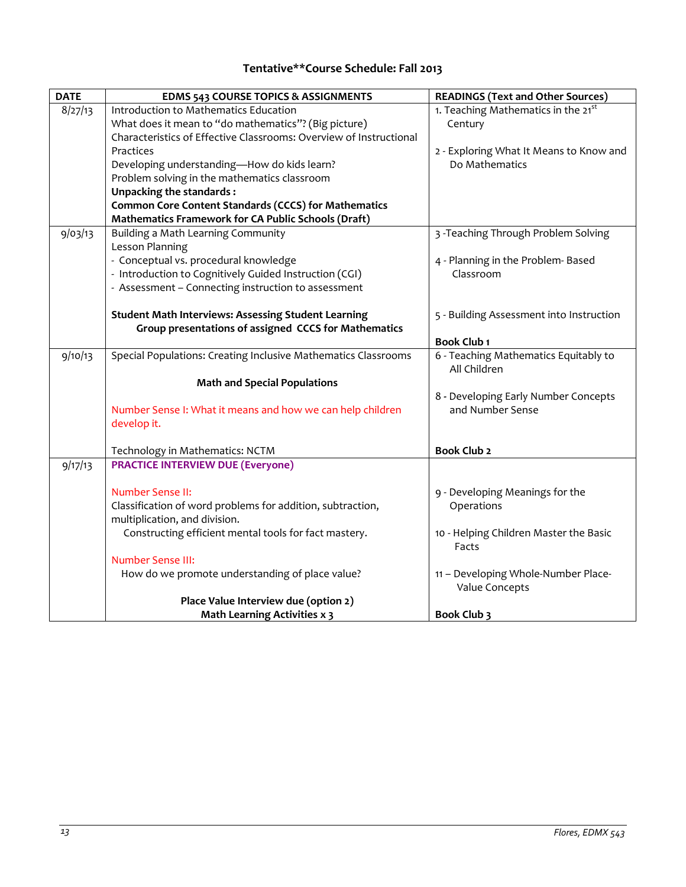## Tentative**Course Schedule: Fall 2013

| DATE | EDMS 543 COURSE TOPICS & ASSIGNMENTS | READINGS (Text and Other Sources) |
|---|---|---|
| 8/27/13 | Introduction to Mathematics Education<br>What does it mean to "do mathematics"? (Big picture)<br>Characteristics of Effective Classrooms: Overview of Instructional Practices<br>Developing understanding—How do kids learn?<br>Problem solving in the mathematics classroom<br>**Unpacking the standards :**<br>**Common Core Content Standards (CCCS) for Mathematics**<br>**Mathematics Framework for CA Public Schools (Draft)** | 1. Teaching Mathematics in the 21st Century<br><br>2 - Exploring What It Means to Know and Do Mathematics |
| 9/03/13 | Building a Math Learning Community<br>Lesson Planning<br>- Conceptual vs. procedural knowledge<br>- Introduction to Cognitively Guided Instruction (CGI)<br>- Assessment – Connecting instruction to assessment<br><br>**Student Math Interviews: Assessing Student Learning**<br>**Group presentations of assigned CCCS for Mathematics** | 3 -Teaching Through Problem Solving<br><br>4 - Planning in the Problem- Based Classroom<br><br>5 - Building Assessment into Instruction<br><br>**Book Club 1** |
| 9/10/13 | Special Populations: Creating Inclusive Mathematics Classrooms<br><br>**Math and Special Populations**<br><br>Number Sense I: What it means and how we can help children develop it.<br><br>Technology in Mathematics: NCTM | 6 - Teaching Mathematics Equitably to All Children<br><br>8 - Developing Early Number Concepts and Number Sense<br><br>**Book Club 2** |
| 9/17/13 | **PRACTICE INTERVIEW DUE (Everyone)**<br><br>Number Sense II:<br>Classification of word problems for addition, subtraction, multiplication, and division.<br>Constructing efficient mental tools for fact mastery.<br><br>Number Sense III:<br>How do we promote understanding of place value?<br><br>**Place Value Interview due (option 2)**<br>**Math Learning Activities x 3** | 9 - Developing Meanings for the Operations<br><br>10 - Helping Children Master the Basic Facts<br><br>11 – Developing Whole-Number Place-Value Concepts<br><br>**Book Club 3** |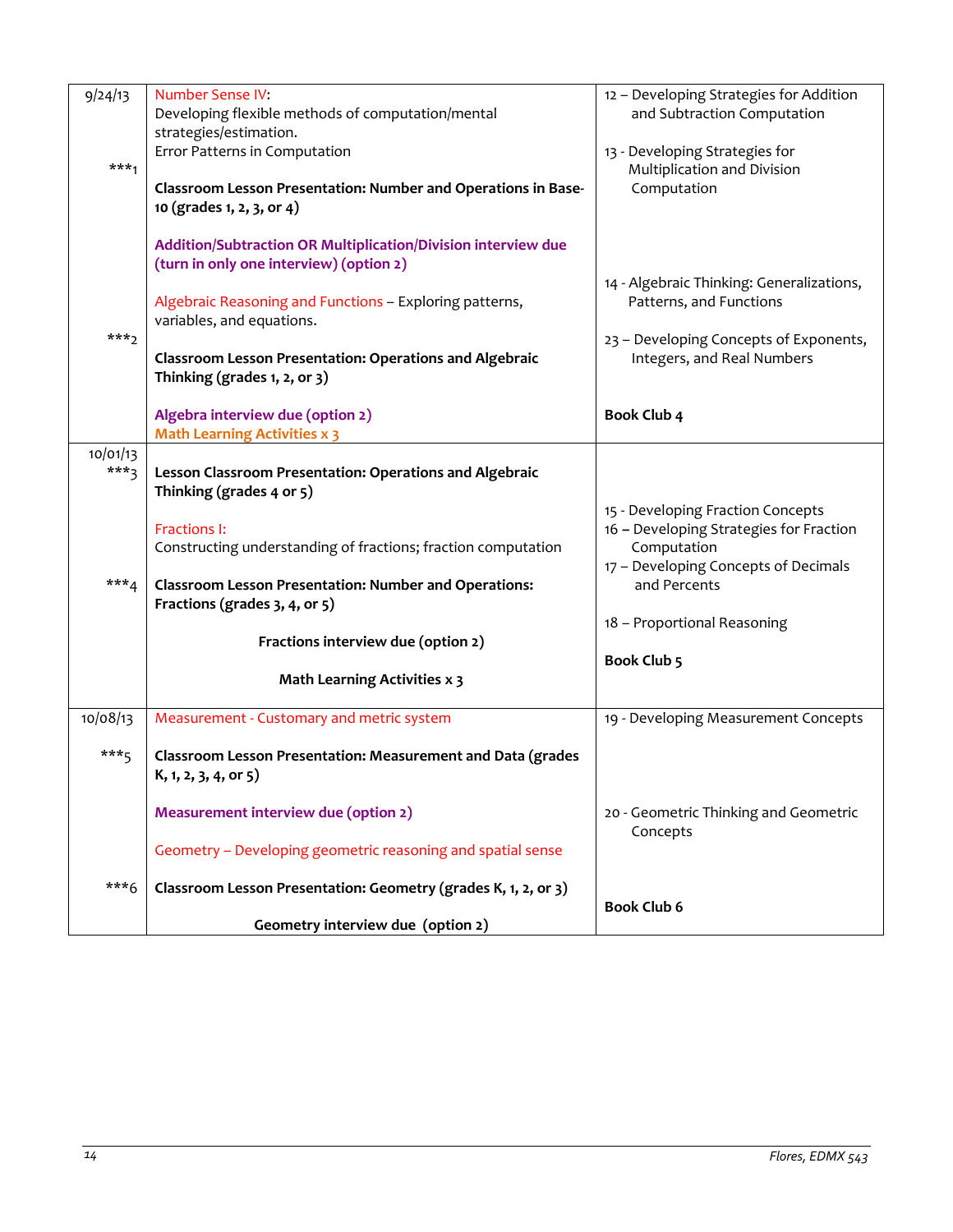| | | |
|---|---|---|
| 9/24/13<br><br>***1<br><br><br><br><br><br>***2 | Number Sense IV:<br>Developing flexible methods of computation/mental strategies/estimation.<br>Error Patterns in Computation<br><br>**Classroom Lesson Presentation: Number and Operations in Base-10 (grades 1, 2, 3, or 4)**<br><br>**Addition/Subtraction OR Multiplication/Division interview due (turn in only one interview) (option 2)**<br><br>Algebraic Reasoning and Functions – Exploring patterns, variables, and equations.<br><br>**Classroom Lesson Presentation: Operations and Algebraic Thinking (grades 1, 2, or 3)**<br><br>**Algebra interview due (option 2)**<br>**Math Learning Activities x 3** | 12 – Developing Strategies for Addition and Subtraction Computation<br><br>13 - Developing Strategies for Multiplication and Division Computation<br><br>14 - Algebraic Thinking: Generalizations, Patterns, and Functions<br><br>23 – Developing Concepts of Exponents, Integers, and Real Numbers<br><br>**Book Club 4** |
| 10/01/13<br>***3<br><br><br><br>***4 | **Lesson Classroom Presentation: Operations and Algebraic Thinking (grades 4 or 5)**<br><br>Fractions I:<br>Constructing understanding of fractions; fraction computation<br><br>**Classroom Lesson Presentation: Number and Operations: Fractions (grades 3, 4, or 5)**<br><br>**Fractions interview due (option 2)**<br><br>**Math Learning Activities x 3** | 15 - Developing Fraction Concepts<br>16 – Developing Strategies for Fraction Computation<br>17 – Developing Concepts of Decimals and Percents<br><br>18 – Proportional Reasoning<br><br>**Book Club 5** |
| 10/08/13<br><br>***5<br><br><br><br><br>***6 | Measurement - Customary and metric system<br><br>**Classroom Lesson Presentation: Measurement and Data (grades K, 1, 2, 3, 4, or 5)**<br><br>**Measurement interview due (option 2)**<br><br>Geometry – Developing geometric reasoning and spatial sense<br><br>**Classroom Lesson Presentation: Geometry (grades K, 1, 2, or 3)**<br><br>**Geometry interview due (option 2)** | 19 - Developing Measurement Concepts<br><br>20 - Geometric Thinking and Geometric Concepts<br><br>**Book Club 6** |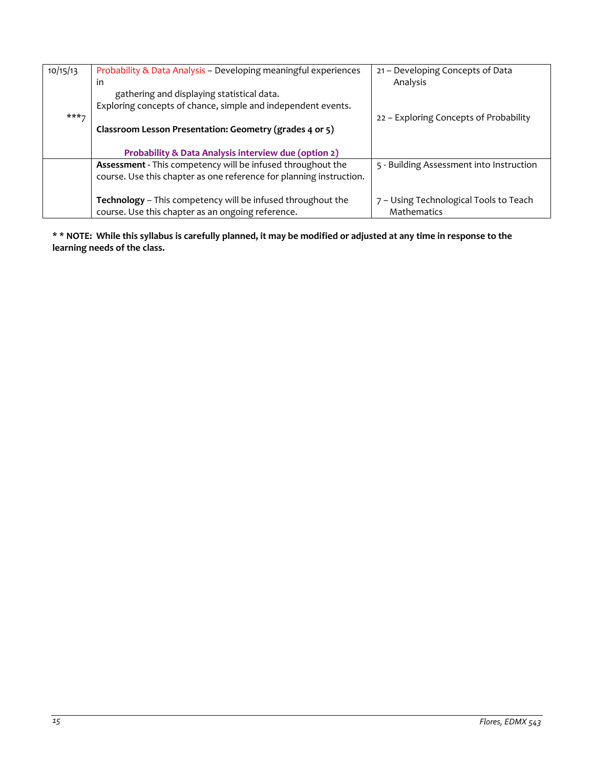| | | |
|---|---|---|
| 10/15/13<br><br>***7 | Probability & Data Analysis – Developing meaningful experiences in<br>gathering and displaying statistical data.<br>Exploring concepts of chance, simple and independent events.<br><br>**Classroom Lesson Presentation: Geometry (grades 4 or 5)**<br><br>**Probability & Data Analysis interview due (option 2)** | 21 – Developing Concepts of Data Analysis<br><br>22 – Exploring Concepts of Probability |
| | **Assessment** - This competency will be infused throughout the course. Use this chapter as one reference for planning instruction.<br><br>**Technology** – This competency will be infused throughout the course. Use this chapter as an ongoing reference. | 5 - Building Assessment into Instruction<br><br>7 – Using Technological Tools to Teach Mathematics |

**\* \* NOTE: While this syllabus is carefully planned, it may be modified or adjusted at any time in response to the learning needs of the class.**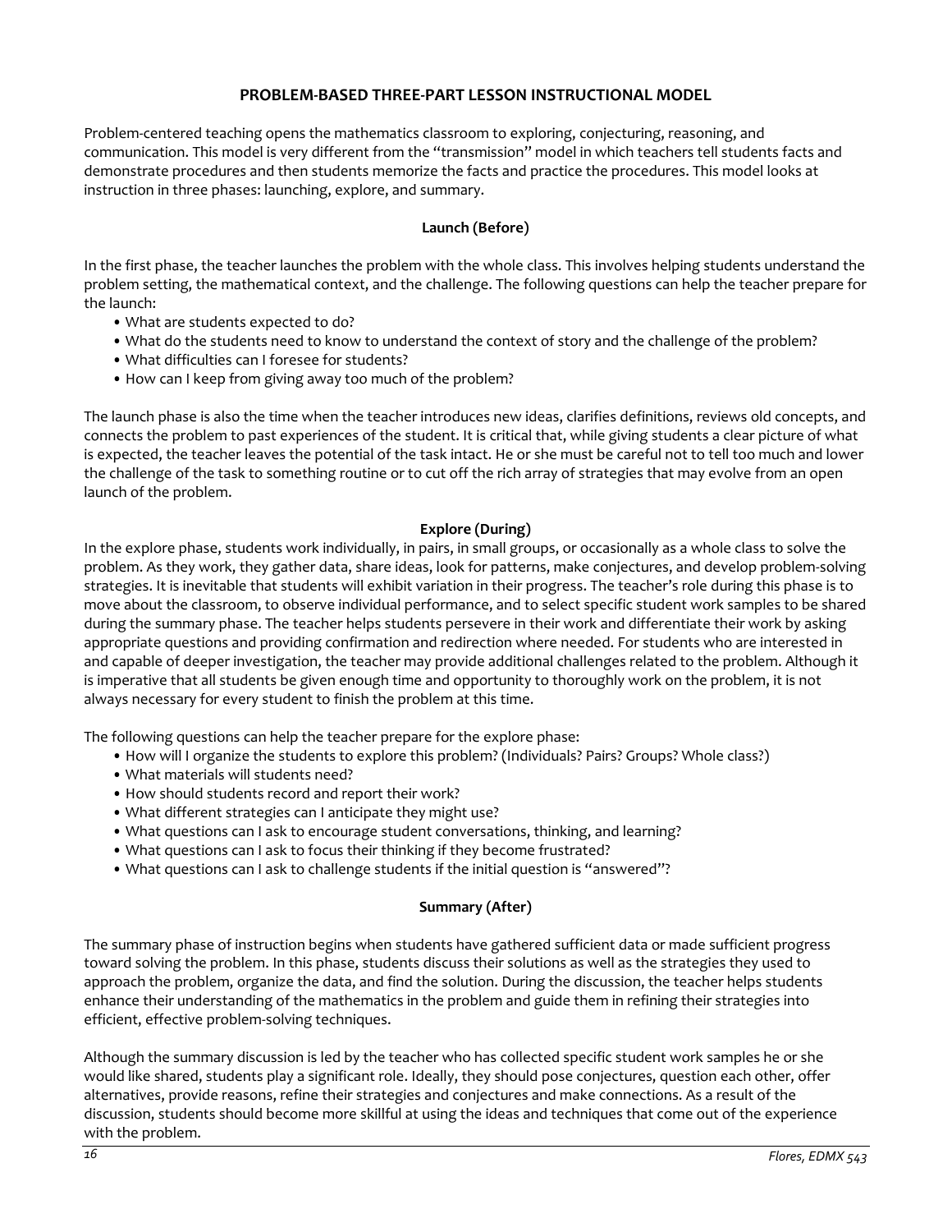## PROBLEM-BASED THREE-PART LESSON INSTRUCTIONAL MODEL

Problem-centered teaching opens the mathematics classroom to exploring, conjecturing, reasoning, and communication. This model is very different from the "transmission" model in which teachers tell students facts and demonstrate procedures and then students memorize the facts and practice the procedures. This model looks at instruction in three phases: launching, explore, and summary.

### Launch (Before)

In the first phase, the teacher launches the problem with the whole class. This involves helping students understand the problem setting, the mathematical context, and the challenge. The following questions can help the teacher prepare for the launch:

- What are students expected to do?
- What do the students need to know to understand the context of story and the challenge of the problem?
- What difficulties can I foresee for students?
- How can I keep from giving away too much of the problem?

The launch phase is also the time when the teacher introduces new ideas, clarifies definitions, reviews old concepts, and connects the problem to past experiences of the student. It is critical that, while giving students a clear picture of what is expected, the teacher leaves the potential of the task intact. He or she must be careful not to tell too much and lower the challenge of the task to something routine or to cut off the rich array of strategies that may evolve from an open launch of the problem.

### Explore (During)

In the explore phase, students work individually, in pairs, in small groups, or occasionally as a whole class to solve the problem. As they work, they gather data, share ideas, look for patterns, make conjectures, and develop problem-solving strategies. It is inevitable that students will exhibit variation in their progress. The teacher's role during this phase is to move about the classroom, to observe individual performance, and to select specific student work samples to be shared during the summary phase. The teacher helps students persevere in their work and differentiate their work by asking appropriate questions and providing confirmation and redirection where needed. For students who are interested in and capable of deeper investigation, the teacher may provide additional challenges related to the problem. Although it is imperative that all students be given enough time and opportunity to thoroughly work on the problem, it is not always necessary for every student to finish the problem at this time.

The following questions can help the teacher prepare for the explore phase:

- How will I organize the students to explore this problem? (Individuals? Pairs? Groups? Whole class?)
- What materials will students need?
- How should students record and report their work?
- What different strategies can I anticipate they might use?
- What questions can I ask to encourage student conversations, thinking, and learning?
- What questions can I ask to focus their thinking if they become frustrated?
- What questions can I ask to challenge students if the initial question is "answered"?

### Summary (After)

The summary phase of instruction begins when students have gathered sufficient data or made sufficient progress toward solving the problem. In this phase, students discuss their solutions as well as the strategies they used to approach the problem, organize the data, and find the solution. During the discussion, the teacher helps students enhance their understanding of the mathematics in the problem and guide them in refining their strategies into efficient, effective problem-solving techniques.

Although the summary discussion is led by the teacher who has collected specific student work samples he or she would like shared, students play a significant role. Ideally, they should pose conjectures, question each other, offer alternatives, provide reasons, refine their strategies and conjectures and make connections. As a result of the discussion, students should become more skillful at using the ideas and techniques that come out of the experience with the problem.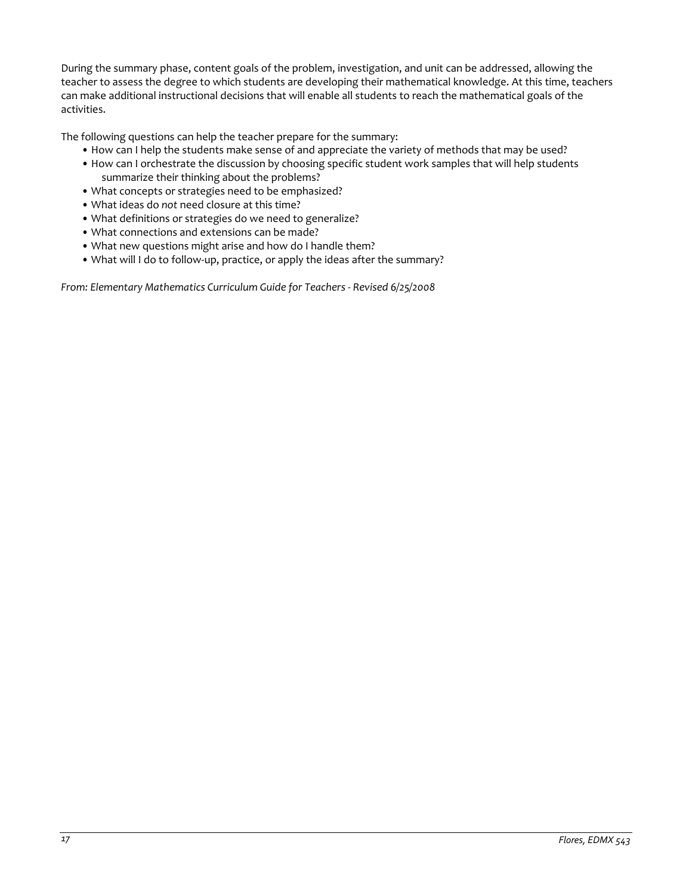During the summary phase, content goals of the problem, investigation, and unit can be addressed, allowing the teacher to assess the degree to which students are developing their mathematical knowledge. At this time, teachers can make additional instructional decisions that will enable all students to reach the mathematical goals of the activities.

The following questions can help the teacher prepare for the summary:

- How can I help the students make sense of and appreciate the variety of methods that may be used?
- How can I orchestrate the discussion by choosing specific student work samples that will help students summarize their thinking about the problems?
- What concepts or strategies need to be emphasized?
- What ideas do *not* need closure at this time?
- What definitions or strategies do we need to generalize?
- What connections and extensions can be made?
- What new questions might arise and how do I handle them?
- What will I do to follow-up, practice, or apply the ideas after the summary?

*From: Elementary Mathematics Curriculum Guide for Teachers - Revised 6/25/2008*